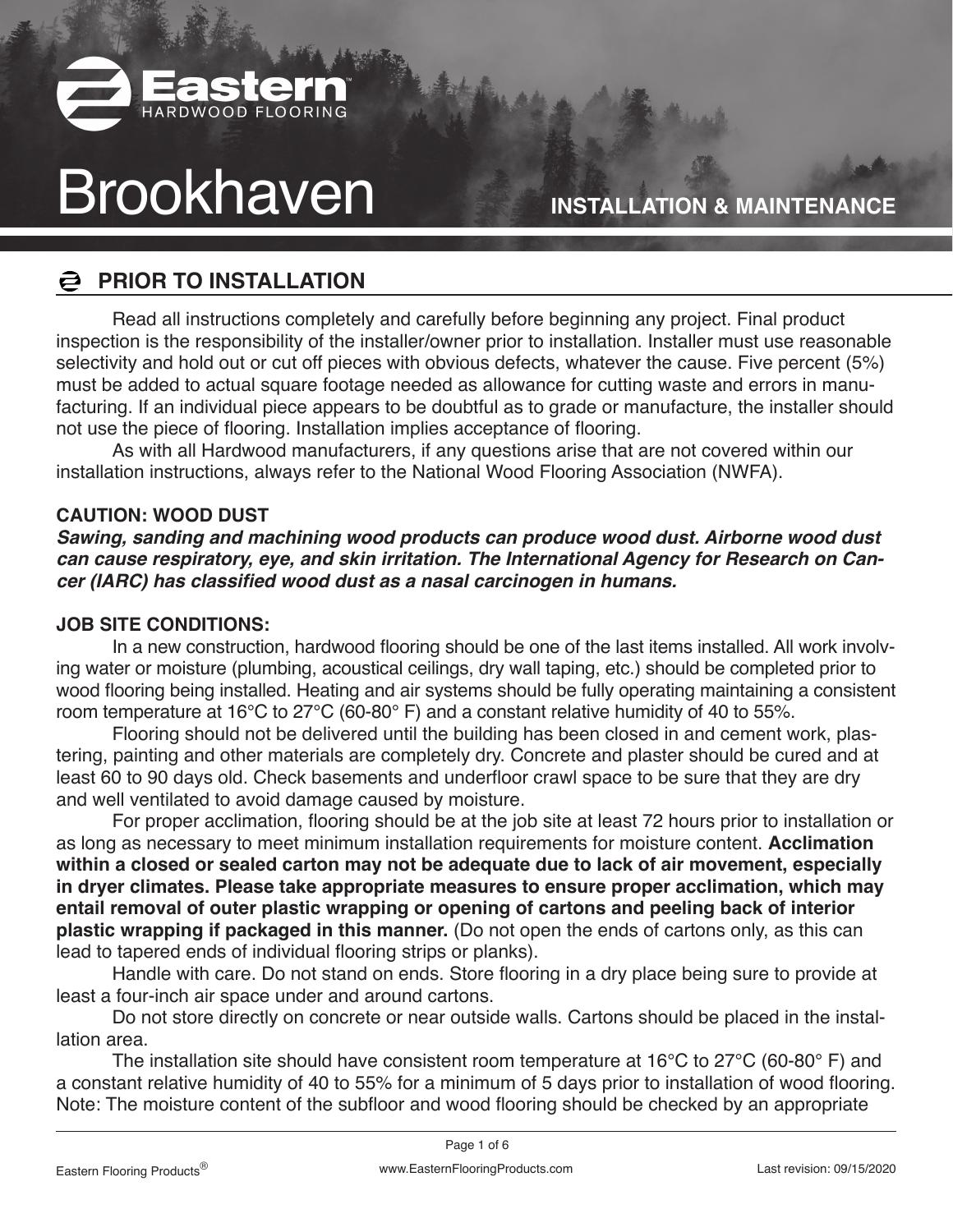# Brookhaven

**INSTALLATION & MAINTENANCE**

## PRIOR TO INSTALLATION

Read all instructions completely and carefully before beginning any project. Final product inspection is the responsibility of the installer/owner prior to installation. Installer must use reasonable selectivity and hold out or cut off pieces with obvious defects, whatever the cause. Five percent (5%) must be added to actual square footage needed as allowance for cutting waste and errors in manufacturing. If an individual piece appears to be doubtful as to grade or manufacture, the installer should not use the piece of flooring. Installation implies acceptance of flooring.

As with all Hardwood manufacturers, if any questions arise that are not covered within our installation instructions, always refer to the National Wood Flooring Association (NWFA).

**CAUTION: WOOD DUST**

***Sawing, sanding and machining wood products can produce wood dust. Airborne wood dust can cause respiratory, eye, and skin irritation. The International Agency for Research on Cancer (IARC) has classified wood dust as a nasal carcinogen in humans.***

**JOB SITE CONDITIONS:**

In a new construction, hardwood flooring should be one of the last items installed. All work involving water or moisture (plumbing, acoustical ceilings, dry wall taping, etc.) should be completed prior to wood flooring being installed. Heating and air systems should be fully operating maintaining a consistent room temperature at 16°C to 27°C (60-80° F) and a constant relative humidity of 40 to 55%.

Flooring should not be delivered until the building has been closed in and cement work, plastering, painting and other materials are completely dry. Concrete and plaster should be cured and at least 60 to 90 days old. Check basements and underfloor crawl space to be sure that they are dry and well ventilated to avoid damage caused by moisture.

For proper acclimation, flooring should be at the job site at least 72 hours prior to installation or as long as necessary to meet minimum installation requirements for moisture content. **Acclimation within a closed or sealed carton may not be adequate due to lack of air movement, especially in dryer climates. Please take appropriate measures to ensure proper acclimation, which may entail removal of outer plastic wrapping or opening of cartons and peeling back of interior plastic wrapping if packaged in this manner.** (Do not open the ends of cartons only, as this can lead to tapered ends of individual flooring strips or planks).

Handle with care. Do not stand on ends. Store flooring in a dry place being sure to provide at least a four-inch air space under and around cartons.

Do not store directly on concrete or near outside walls. Cartons should be placed in the installation area.

The installation site should have consistent room temperature at 16°C to 27°C (60-80° F) and a constant relative humidity of 40 to 55% for a minimum of 5 days prior to installation of wood flooring. Note: The moisture content of the subfloor and wood flooring should be checked by an appropriate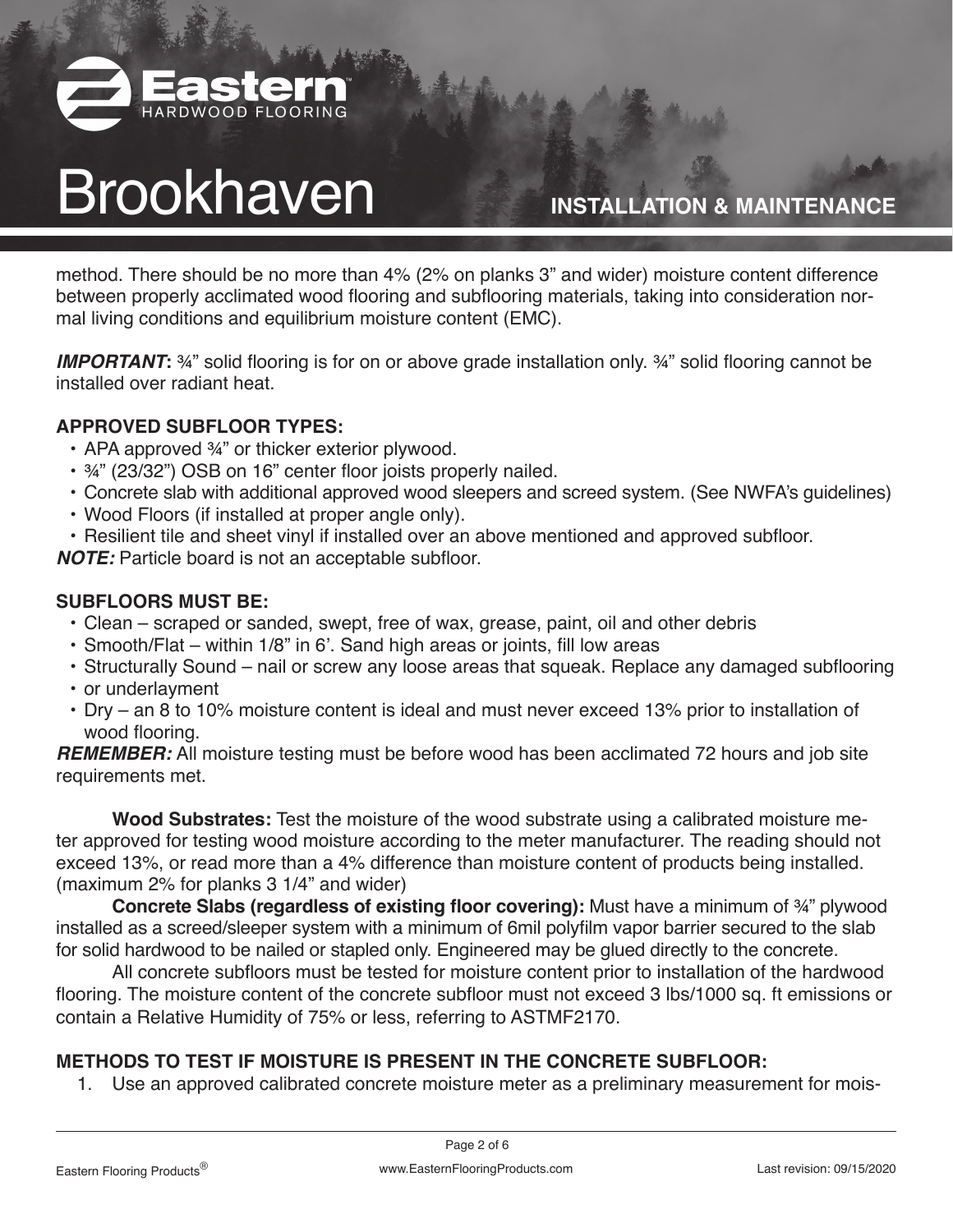method. There should be no more than 4% (2% on planks 3" and wider) moisture content difference between properly acclimated wood flooring and subflooring materials, taking into consideration normal living conditions and equilibrium moisture content (EMC).

***IMPORTANT*:** ¾" solid flooring is for on or above grade installation only. ¾" solid flooring cannot be installed over radiant heat.

**APPROVED SUBFLOOR TYPES:**

- APA approved ¾" or thicker exterior plywood.
- ¾" (23/32") OSB on 16" center floor joists properly nailed.
- Concrete slab with additional approved wood sleepers and screed system. (See NWFA's guidelines)
- Wood Floors (if installed at proper angle only).
- Resilient tile and sheet vinyl if installed over an above mentioned and approved subfloor.

***NOTE:*** Particle board is not an acceptable subfloor.

**SUBFLOORS MUST BE:**

- Clean – scraped or sanded, swept, free of wax, grease, paint, oil and other debris
- Smooth/Flat – within 1/8" in 6'. Sand high areas or joints, fill low areas
- Structurally Sound – nail or screw any loose areas that squeak. Replace any damaged subflooring
- or underlayment
- Dry – an 8 to 10% moisture content is ideal and must never exceed 13% prior to installation of wood flooring.

***REMEMBER:*** All moisture testing must be before wood has been acclimated 72 hours and job site requirements met.

**Wood Substrates:** Test the moisture of the wood substrate using a calibrated moisture meter approved for testing wood moisture according to the meter manufacturer. The reading should not exceed 13%, or read more than a 4% difference than moisture content of products being installed. (maximum 2% for planks 3 1/4" and wider)

**Concrete Slabs (regardless of existing floor covering):** Must have a minimum of ¾" plywood installed as a screed/sleeper system with a minimum of 6mil polyfilm vapor barrier secured to the slab for solid hardwood to be nailed or stapled only. Engineered may be glued directly to the concrete.

All concrete subfloors must be tested for moisture content prior to installation of the hardwood flooring. The moisture content of the concrete subfloor must not exceed 3 lbs/1000 sq. ft emissions or contain a Relative Humidity of 75% or less, referring to ASTMF2170.

**METHODS TO TEST IF MOISTURE IS PRESENT IN THE CONCRETE SUBFLOOR:**

1. Use an approved calibrated concrete moisture meter as a preliminary measurement for mois-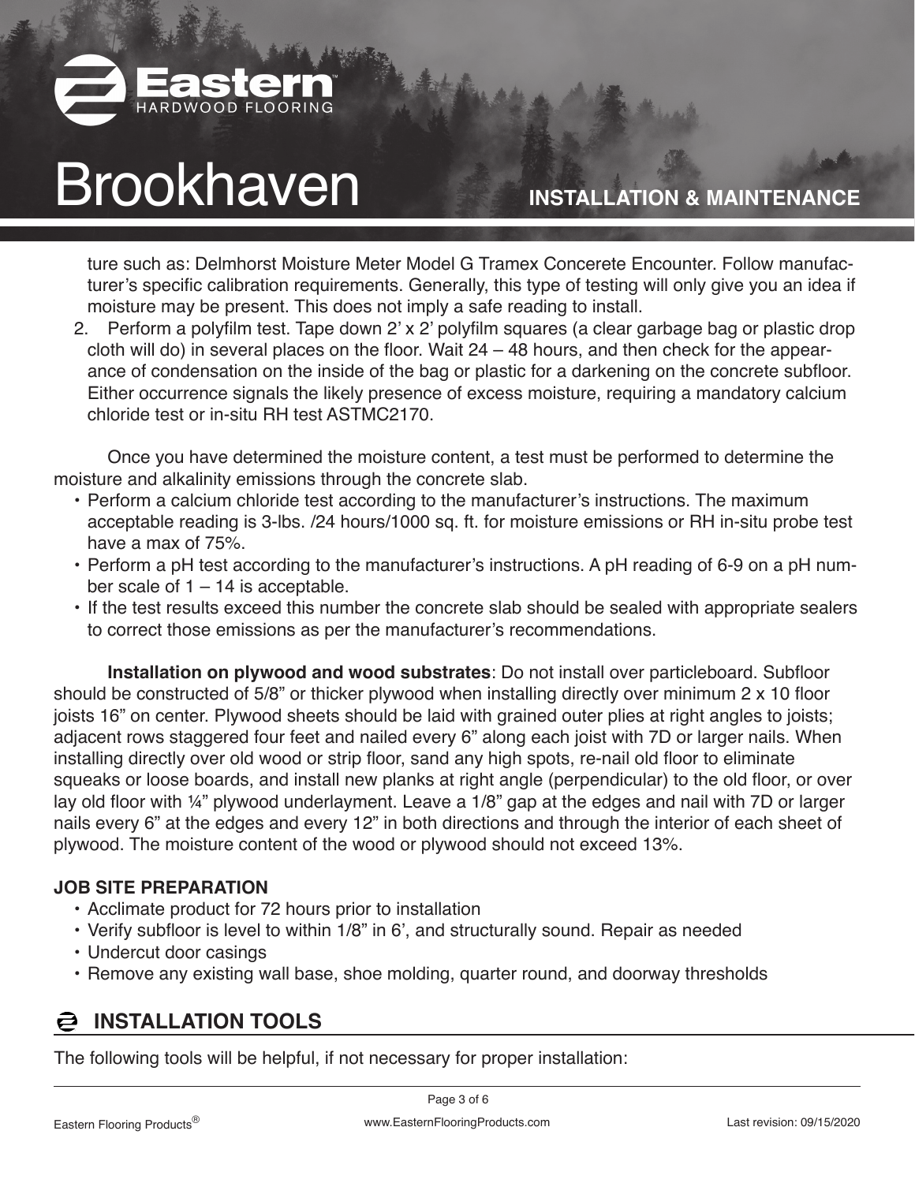ture such as: Delmhorst Moisture Meter Model G Tramex Concrete Encounter. Follow manufacturer's specific calibration requirements. Generally, this type of testing will only give you an idea if moisture may be present. This does not imply a safe reading to install.

2. Perform a polyfilm test. Tape down 2' x 2' polyfilm squares (a clear garbage bag or plastic drop cloth will do) in several places on the floor. Wait 24 – 48 hours, and then check for the appearance of condensation on the inside of the bag or plastic for a darkening on the concrete subfloor. Either occurrence signals the likely presence of excess moisture, requiring a mandatory calcium chloride test or in-situ RH test ASTMC2170.

Once you have determined the moisture content, a test must be performed to determine the moisture and alkalinity emissions through the concrete slab.

- Perform a calcium chloride test according to the manufacturer's instructions. The maximum acceptable reading is 3-lbs. /24 hours/1000 sq. ft. for moisture emissions or RH in-situ probe test have a max of 75%.
- Perform a pH test according to the manufacturer's instructions. A pH reading of 6-9 on a pH number scale of 1 – 14 is acceptable.
- If the test results exceed this number the concrete slab should be sealed with appropriate sealers to correct those emissions as per the manufacturer's recommendations.

**Installation on plywood and wood substrates**: Do not install over particleboard. Subfloor should be constructed of 5/8" or thicker plywood when installing directly over minimum 2 x 10 floor joists 16" on center. Plywood sheets should be laid with grained outer plies at right angles to joists; adjacent rows staggered four feet and nailed every 6" along each joist with 7D or larger nails. When installing directly over old wood or strip floor, sand any high spots, re-nail old floor to eliminate squeaks or loose boards, and install new planks at right angle (perpendicular) to the old floor, or over lay old floor with ¼" plywood underlayment. Leave a 1/8" gap at the edges and nail with 7D or larger nails every 6" at the edges and every 12" in both directions and through the interior of each sheet of plywood. The moisture content of the wood or plywood should not exceed 13%.

### JOB SITE PREPARATION

- Acclimate product for 72 hours prior to installation
- Verify subfloor is level to within 1/8" in 6', and structurally sound. Repair as needed
- Undercut door casings
- Remove any existing wall base, shoe molding, quarter round, and doorway thresholds

## INSTALLATION TOOLS

The following tools will be helpful, if not necessary for proper installation: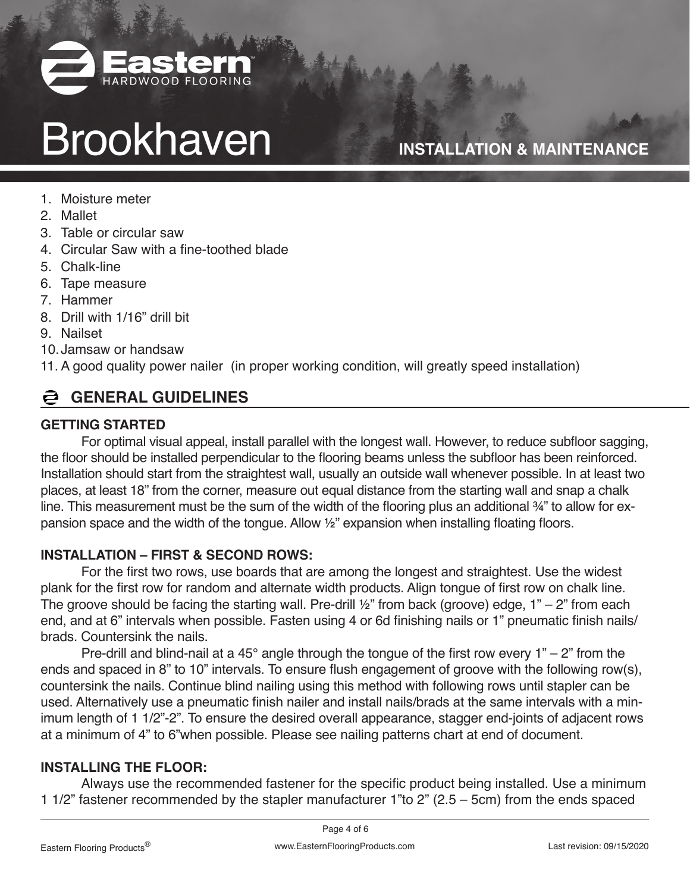# Brookhaven

**INSTALLATION & MAINTENANCE**

1. Moisture meter
2. Mallet
3. Table or circular saw
4. Circular Saw with a fine-toothed blade
5. Chalk-line
6. Tape measure
7. Hammer
8. Drill with 1/16" drill bit
9. Nailset
10. Jamsaw or handsaw
11. A good quality power nailer (in proper working condition, will greatly speed installation)

## GENERAL GUIDELINES

### GETTING STARTED

For optimal visual appeal, install parallel with the longest wall. However, to reduce subfloor sagging, the floor should be installed perpendicular to the flooring beams unless the subfloor has been reinforced. Installation should start from the straightest wall, usually an outside wall whenever possible. In at least two places, at least 18" from the corner, measure out equal distance from the starting wall and snap a chalk line. This measurement must be the sum of the width of the flooring plus an additional ¾" to allow for expansion space and the width of the tongue. Allow ½" expansion when installing floating floors.

### INSTALLATION – FIRST & SECOND ROWS:

For the first two rows, use boards that are among the longest and straightest. Use the widest plank for the first row for random and alternate width products. Align tongue of first row on chalk line. The groove should be facing the starting wall. Pre-drill ½" from back (groove) edge, 1" – 2" from each end, and at 6" intervals when possible. Fasten using 4 or 6d finishing nails or 1" pneumatic finish nails/brads. Countersink the nails.

Pre-drill and blind-nail at a 45° angle through the tongue of the first row every 1" – 2" from the ends and spaced in 8" to 10" intervals. To ensure flush engagement of groove with the following row(s), countersink the nails. Continue blind nailing using this method with following rows until stapler can be used. Alternatively use a pneumatic finish nailer and install nails/brads at the same intervals with a minimum length of 1 1/2"-2". To ensure the desired overall appearance, stagger end-joints of adjacent rows at a minimum of 4" to 6"when possible. Please see nailing patterns chart at end of document.

### INSTALLING THE FLOOR:

Always use the recommended fastener for the specific product being installed. Use a minimum 1 1/2" fastener recommended by the stapler manufacturer 1"to 2" (2.5 – 5cm) from the ends spaced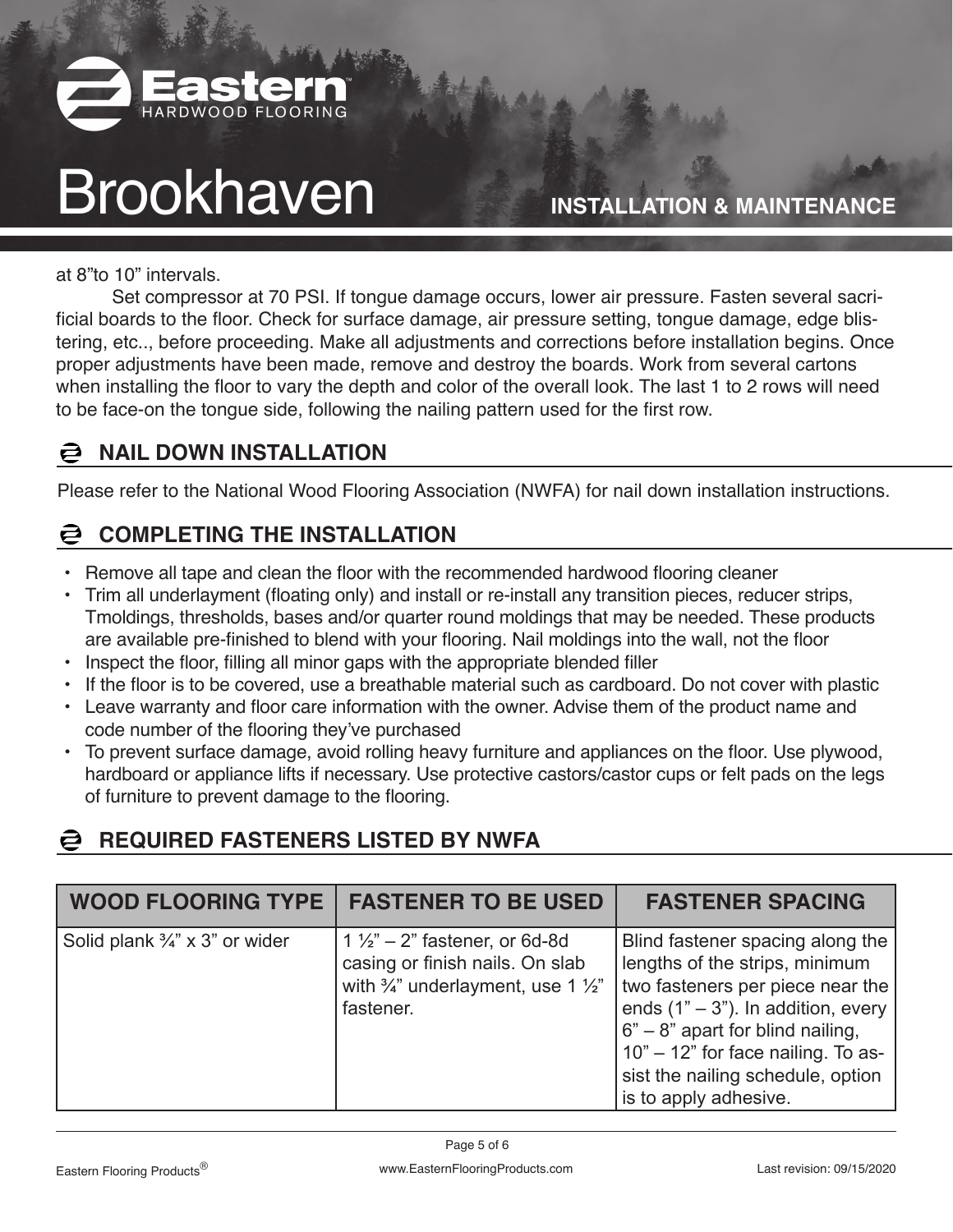at 8"to 10" intervals.

Set compressor at 70 PSI. If tongue damage occurs, lower air pressure. Fasten several sacrificial boards to the floor. Check for surface damage, air pressure setting, tongue damage, edge blistering, etc.., before proceeding. Make all adjustments and corrections before installation begins. Once proper adjustments have been made, remove and destroy the boards. Work from several cartons when installing the floor to vary the depth and color of the overall look. The last 1 to 2 rows will need to be face-on the tongue side, following the nailing pattern used for the first row.

## NAIL DOWN INSTALLATION

Please refer to the National Wood Flooring Association (NWFA) for nail down installation instructions.

## COMPLETING THE INSTALLATION

- Remove all tape and clean the floor with the recommended hardwood flooring cleaner
- Trim all underlayment (floating only) and install or re-install any transition pieces, reducer strips, Tmoldings, thresholds, bases and/or quarter round moldings that may be needed. These products are available pre-finished to blend with your flooring. Nail moldings into the wall, not the floor
- Inspect the floor, filling all minor gaps with the appropriate blended filler
- If the floor is to be covered, use a breathable material such as cardboard. Do not cover with plastic
- Leave warranty and floor care information with the owner. Advise them of the product name and code number of the flooring they've purchased
- To prevent surface damage, avoid rolling heavy furniture and appliances on the floor. Use plywood, hardboard or appliance lifts if necessary. Use protective castors/castor cups or felt pads on the legs of furniture to prevent damage to the flooring.

## REQUIRED FASTENERS LISTED BY NWFA

| WOOD FLOORING TYPE | FASTENER TO BE USED | FASTENER SPACING |
| --- | --- | --- |
| Solid plank ¾" x 3" or wider | 1 ½" – 2" fastener, or 6d-8d casing or finish nails. On slab with ¾" underlayment, use 1 ½" fastener. | Blind fastener spacing along the lengths of the strips, minimum two fasteners per piece near the ends (1" – 3"). In addition, every 6" – 8" apart for blind nailing, 10" – 12" for face nailing. To assist the nailing schedule, option is to apply adhesive. |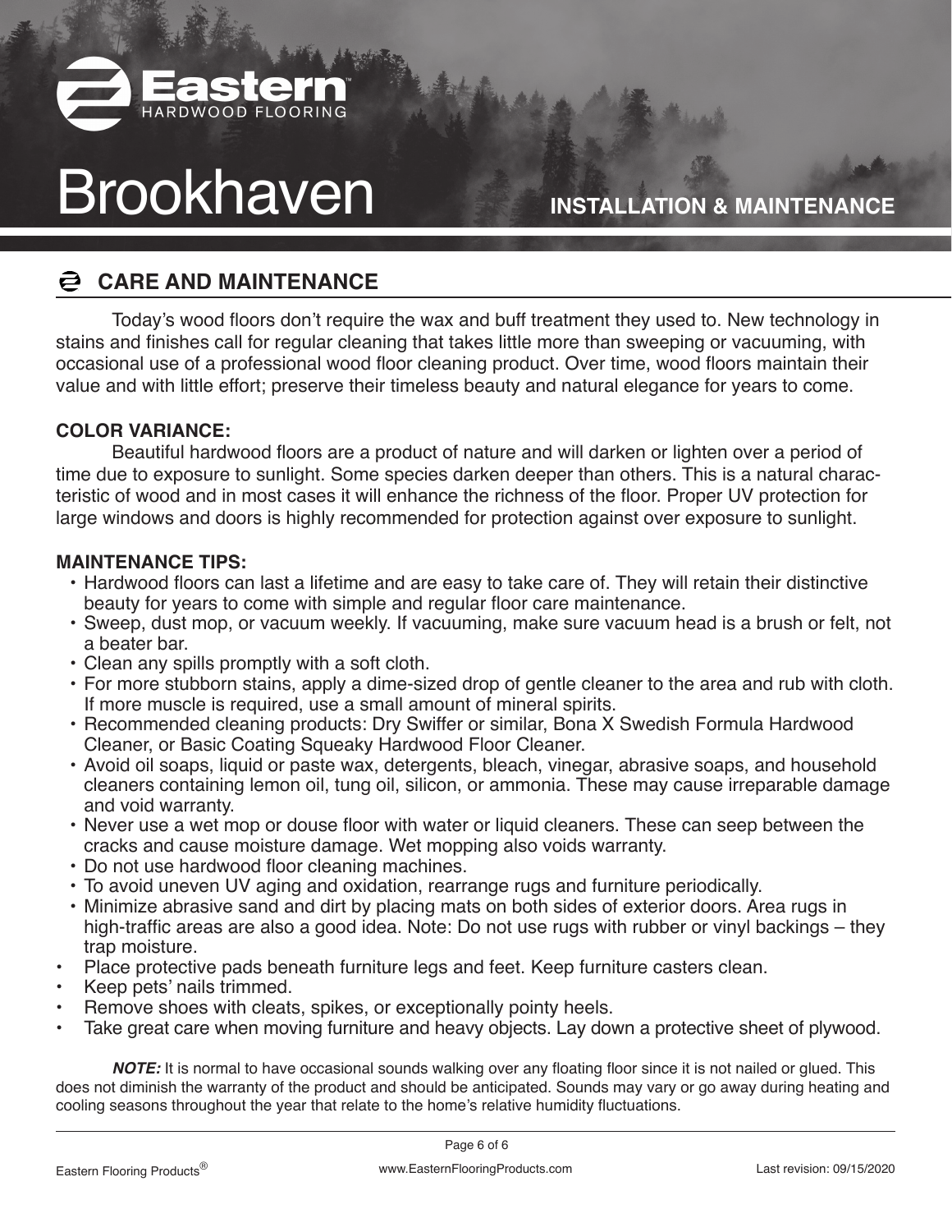# Brookhaven

**INSTALLATION & MAINTENANCE**

## CARE AND MAINTENANCE

Today's wood floors don't require the wax and buff treatment they used to. New technology in stains and finishes call for regular cleaning that takes little more than sweeping or vacuuming, with occasional use of a professional wood floor cleaning product. Over time, wood floors maintain their value and with little effort; preserve their timeless beauty and natural elegance for years to come.

**COLOR VARIANCE:**

Beautiful hardwood floors are a product of nature and will darken or lighten over a period of time due to exposure to sunlight. Some species darken deeper than others. This is a natural characteristic of wood and in most cases it will enhance the richness of the floor. Proper UV protection for large windows and doors is highly recommended for protection against over exposure to sunlight.

**MAINTENANCE TIPS:**

- Hardwood floors can last a lifetime and are easy to take care of. They will retain their distinctive beauty for years to come with simple and regular floor care maintenance.
- Sweep, dust mop, or vacuum weekly. If vacuuming, make sure vacuum head is a brush or felt, not a beater bar.
- Clean any spills promptly with a soft cloth.
- For more stubborn stains, apply a dime-sized drop of gentle cleaner to the area and rub with cloth. If more muscle is required, use a small amount of mineral spirits.
- Recommended cleaning products: Dry Swiffer or similar, Bona X Swedish Formula Hardwood Cleaner, or Basic Coating Squeaky Hardwood Floor Cleaner.
- Avoid oil soaps, liquid or paste wax, detergents, bleach, vinegar, abrasive soaps, and household cleaners containing lemon oil, tung oil, silicon, or ammonia. These may cause irreparable damage and void warranty.
- Never use a wet mop or douse floor with water or liquid cleaners. These can seep between the cracks and cause moisture damage. Wet mopping also voids warranty.
- Do not use hardwood floor cleaning machines.
- To avoid uneven UV aging and oxidation, rearrange rugs and furniture periodically.
- Minimize abrasive sand and dirt by placing mats on both sides of exterior doors. Area rugs in high-traffic areas are also a good idea. Note: Do not use rugs with rubber or vinyl backings – they trap moisture.
- Place protective pads beneath furniture legs and feet. Keep furniture casters clean.
- Keep pets' nails trimmed.
- Remove shoes with cleats, spikes, or exceptionally pointy heels.
- Take great care when moving furniture and heavy objects. Lay down a protective sheet of plywood.

***NOTE:*** It is normal to have occasional sounds walking over any floating floor since it is not nailed or glued. This does not diminish the warranty of the product and should be anticipated. Sounds may vary or go away during heating and cooling seasons throughout the year that relate to the home's relative humidity fluctuations.